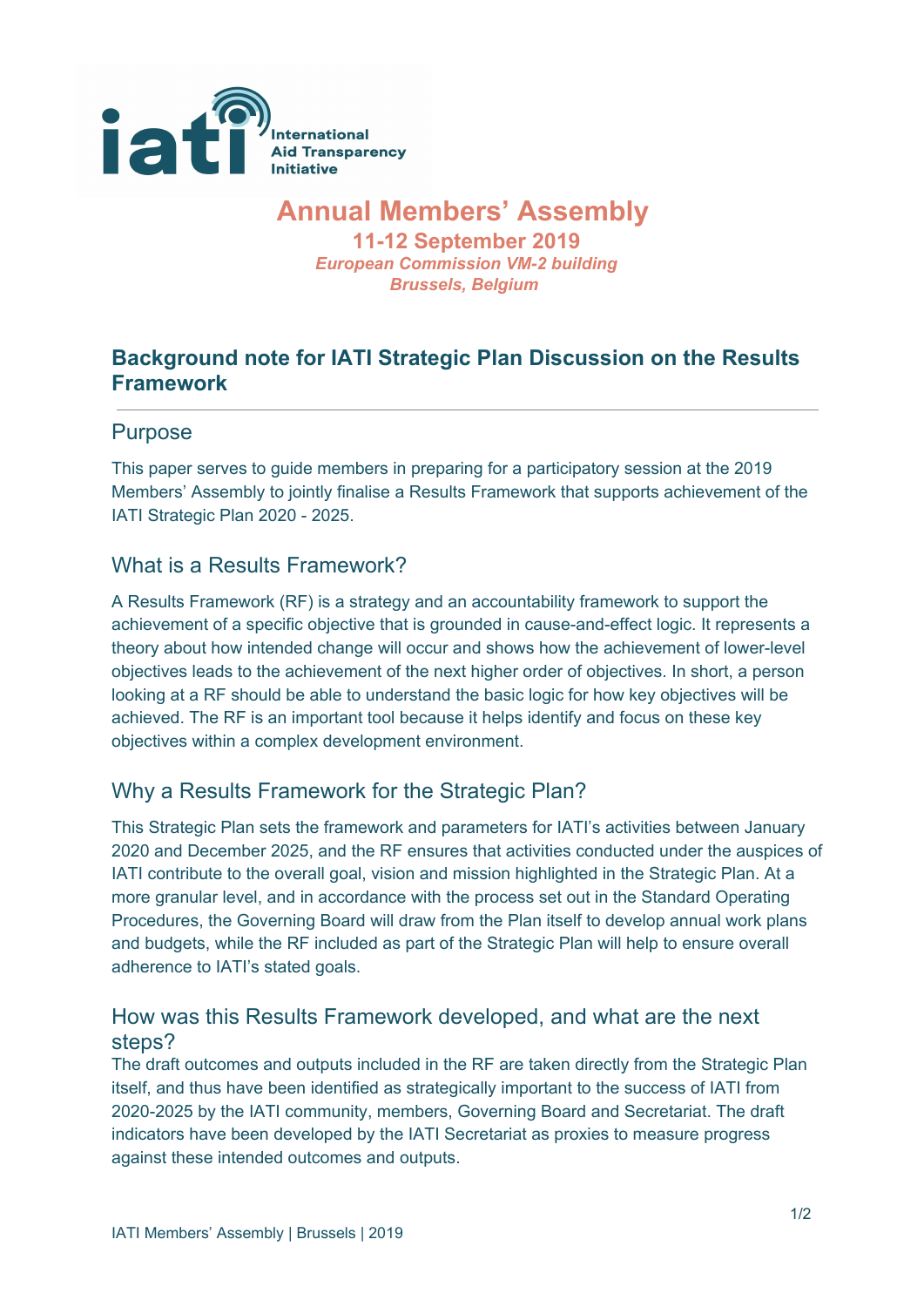International Aid Transparency Initiative

# Annual Members' Assembly

**11-12 September 2019**

***European Commission VM-2 building***

***Brussels, Belgium***

## Background note for IATI Strategic Plan Discussion on the Results Framework

### Purpose

This paper serves to guide members in preparing for a participatory session at the 2019 Members' Assembly to jointly finalise a Results Framework that supports achievement of the IATI Strategic Plan 2020 - 2025.

### What is a Results Framework?

A Results Framework (RF) is a strategy and an accountability framework to support the achievement of a specific objective that is grounded in cause-and-effect logic. It represents a theory about how intended change will occur and shows how the achievement of lower-level objectives leads to the achievement of the next higher order of objectives. In short, a person looking at a RF should be able to understand the basic logic for how key objectives will be achieved. The RF is an important tool because it helps identify and focus on these key objectives within a complex development environment.

### Why a Results Framework for the Strategic Plan?

This Strategic Plan sets the framework and parameters for IATI's activities between January 2020 and December 2025, and the RF ensures that activities conducted under the auspices of IATI contribute to the overall goal, vision and mission highlighted in the Strategic Plan. At a more granular level, and in accordance with the process set out in the Standard Operating Procedures, the Governing Board will draw from the Plan itself to develop annual work plans and budgets, while the RF included as part of the Strategic Plan will help to ensure overall adherence to IATI's stated goals.

### How was this Results Framework developed, and what are the next steps?

The draft outcomes and outputs included in the RF are taken directly from the Strategic Plan itself, and thus have been identified as strategically important to the success of IATI from 2020-2025 by the IATI community, members, Governing Board and Secretariat. The draft indicators have been developed by the IATI Secretariat as proxies to measure progress against these intended outcomes and outputs.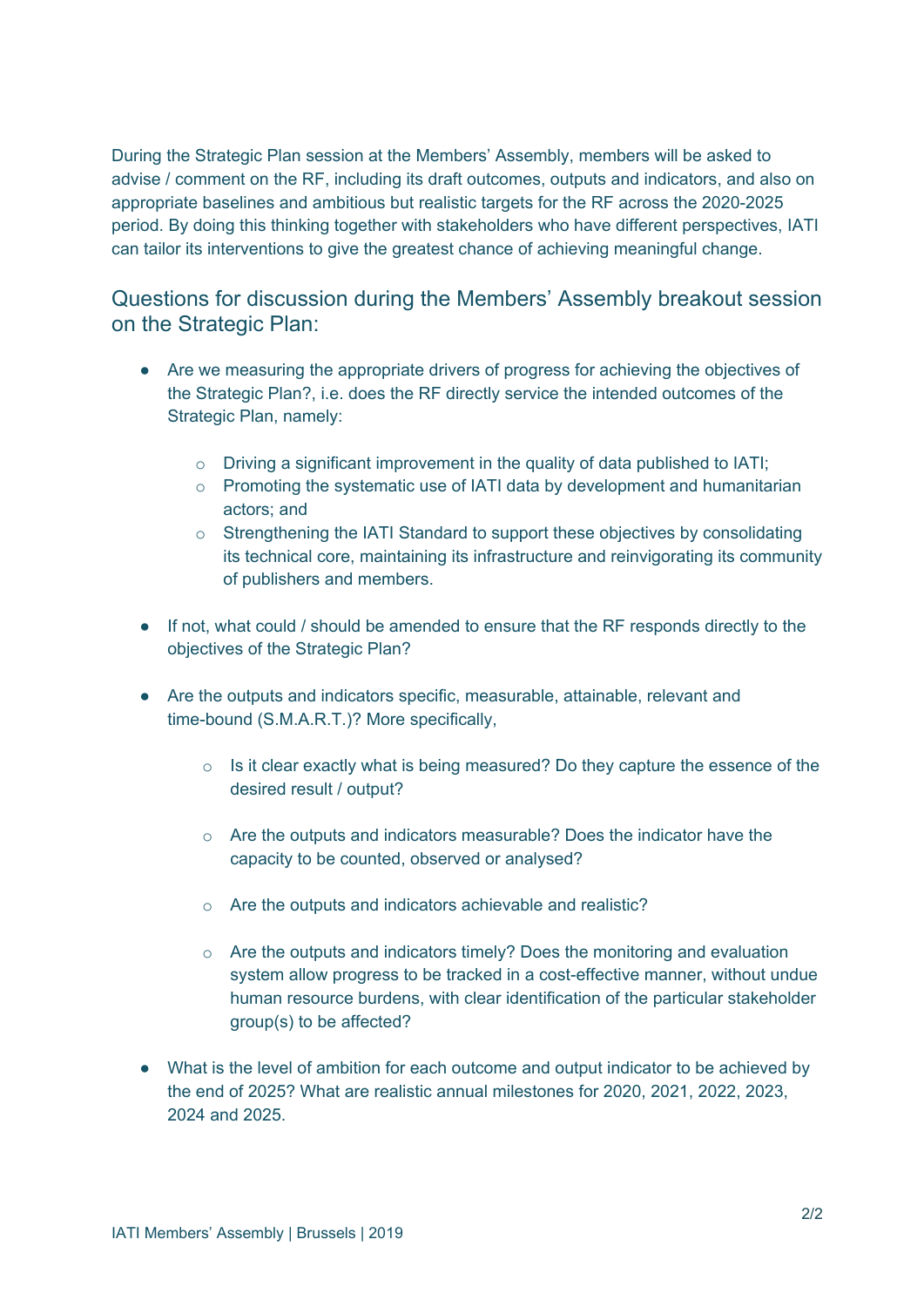During the Strategic Plan session at the Members' Assembly, members will be asked to advise / comment on the RF, including its draft outcomes, outputs and indicators, and also on appropriate baselines and ambitious but realistic targets for the RF across the 2020-2025 period. By doing this thinking together with stakeholders who have different perspectives, IATI can tailor its interventions to give the greatest chance of achieving meaningful change.

## Questions for discussion during the Members' Assembly breakout session on the Strategic Plan:

- Are we measuring the appropriate drivers of progress for achieving the objectives of the Strategic Plan?, i.e. does the RF directly service the intended outcomes of the Strategic Plan, namely:
    - Driving a significant improvement in the quality of data published to IATI;
    - Promoting the systematic use of IATI data by development and humanitarian actors; and
    - Strengthening the IATI Standard to support these objectives by consolidating its technical core, maintaining its infrastructure and reinvigorating its community of publishers and members.
- If not, what could / should be amended to ensure that the RF responds directly to the objectives of the Strategic Plan?
- Are the outputs and indicators specific, measurable, attainable, relevant and time-bound (S.M.A.R.T.)? More specifically,
    - Is it clear exactly what is being measured? Do they capture the essence of the desired result / output?
    - Are the outputs and indicators measurable? Does the indicator have the capacity to be counted, observed or analysed?
    - Are the outputs and indicators achievable and realistic?
    - Are the outputs and indicators timely? Does the monitoring and evaluation system allow progress to be tracked in a cost-effective manner, without undue human resource burdens, with clear identification of the particular stakeholder group(s) to be affected?
- What is the level of ambition for each outcome and output indicator to be achieved by the end of 2025? What are realistic annual milestones for 2020, 2021, 2022, 2023, 2024 and 2025.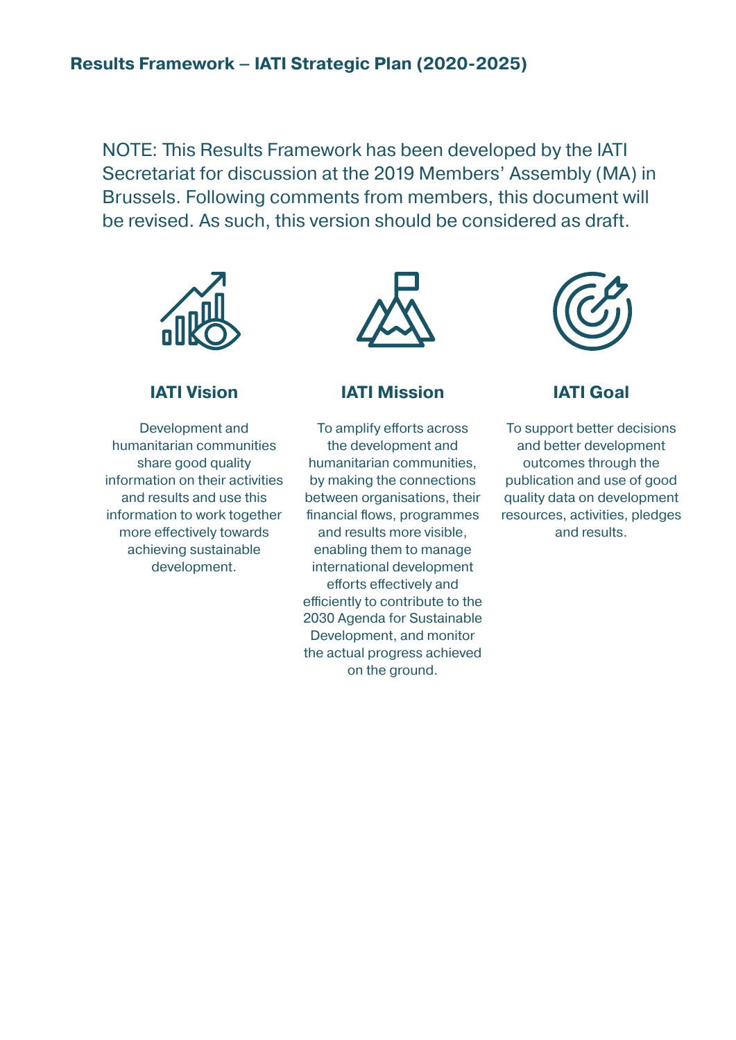**Results Framework – IATI Strategic Plan (2020-2025)**

NOTE: This Results Framework has been developed by the IATI Secretariat for discussion at the 2019 Members' Assembly (MA) in Brussels. Following comments from members, this document will be revised. As such, this version should be considered as draft.

### IATI Vision

Development and humanitarian communities share good quality information on their activities and results and use this information to work together more effectively towards achieving sustainable development.

### IATI Mission

To amplify efforts across the development and humanitarian communities, by making the connections between organisations, their financial flows, programmes and results more visible, enabling them to manage international development efforts effectively and efficiently to contribute to the 2030 Agenda for Sustainable Development, and monitor the actual progress achieved on the ground.

### IATI Goal

To support better decisions and better development outcomes through the publication and use of good quality data on development resources, activities, pledges and results.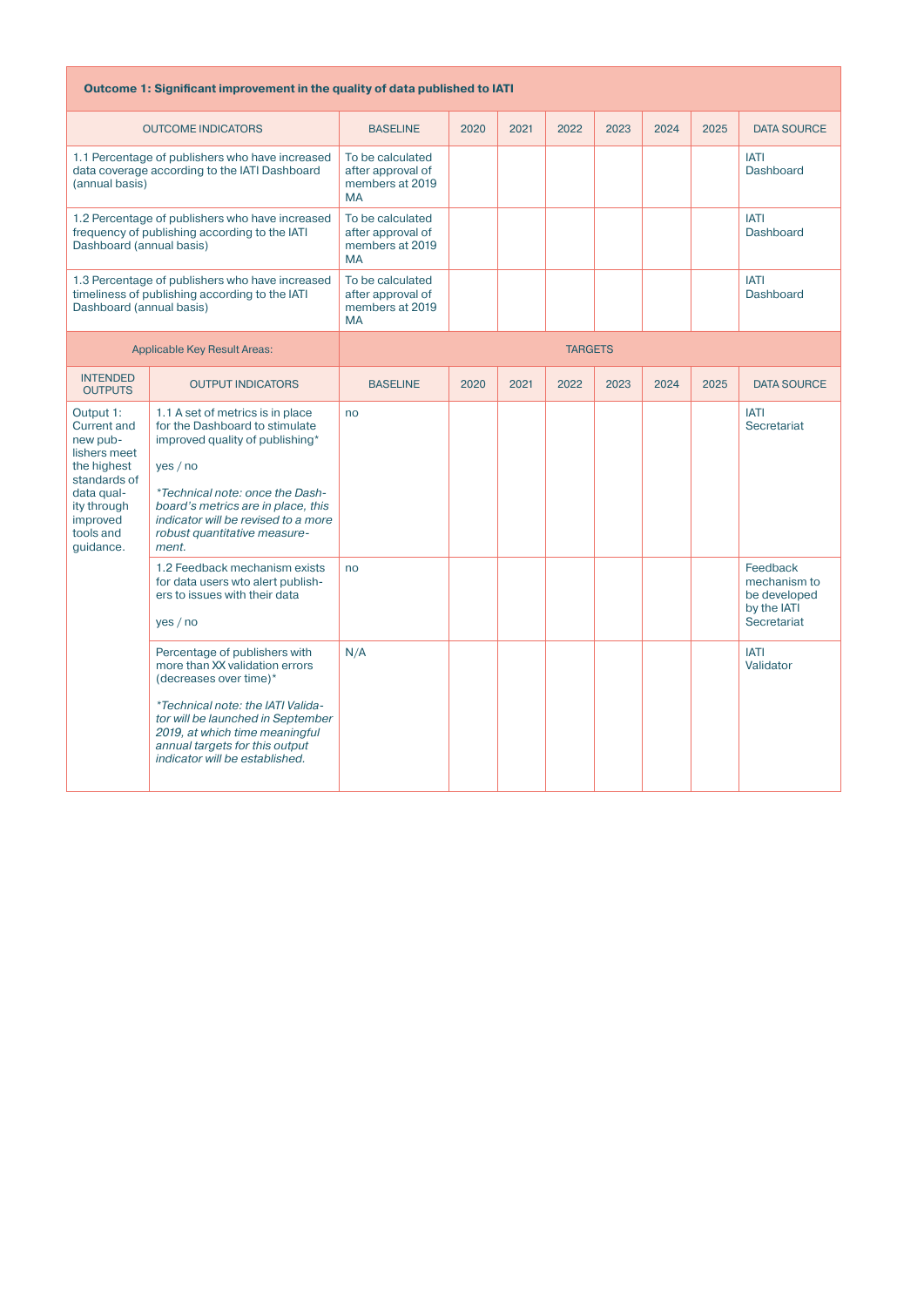| **Outcome 1: Significant improvement in the quality of data published to IATI** | | | | | | | | | |
|---|---|---|---|---|---|---|---|---|---|
| OUTCOME INDICATORS | | BASELINE | 2020 | 2021 | 2022 | 2023 | 2024 | 2025 | DATA SOURCE |
| 1.1 Percentage of publishers who have increased data coverage according to the IATI Dashboard (annual basis) | | To be calculated after approval of members at 2019 MA | | | | | | | IATI Dashboard |
| 1.2 Percentage of publishers who have increased frequency of publishing according to the IATI Dashboard (annual basis) | | To be calculated after approval of members at 2019 MA | | | | | | | IATI Dashboard |
| 1.3 Percentage of publishers who have increased timeliness of publishing according to the IATI Dashboard (annual basis) | | To be calculated after approval of members at 2019 MA | | | | | | | IATI Dashboard |
| Applicable Key Result Areas: | | TARGETS | | | | | | | |
| INTENDED OUTPUTS | OUTPUT INDICATORS | BASELINE | 2020 | 2021 | 2022 | 2023 | 2024 | 2025 | DATA SOURCE |
| Output 1: Current and new publishers meet the highest standards of data quality through improved tools and guidance. | 1.1 A set of metrics is in place for the Dashboard to stimulate improved quality of publishing* <br><br> yes / no <br><br> *\*Technical note: once the Dashboard's metrics are in place, this indicator will be revised to a more robust quantitative measurement.* | no | | | | | | | IATI Secretariat |
| | 1.2 Feedback mechanism exists for data users wto alert publishers to issues with their data <br><br> yes / no | no | | | | | | | Feedback mechanism to be developed by the IATI Secretariat |
| | Percentage of publishers with more than XX validation errors (decreases over time)* <br><br> *\*Technical note: the IATI Validator will be launched in September 2019, at which time meaningful annual targets for this output indicator will be established.* | N/A | | | | | | | IATI Validator |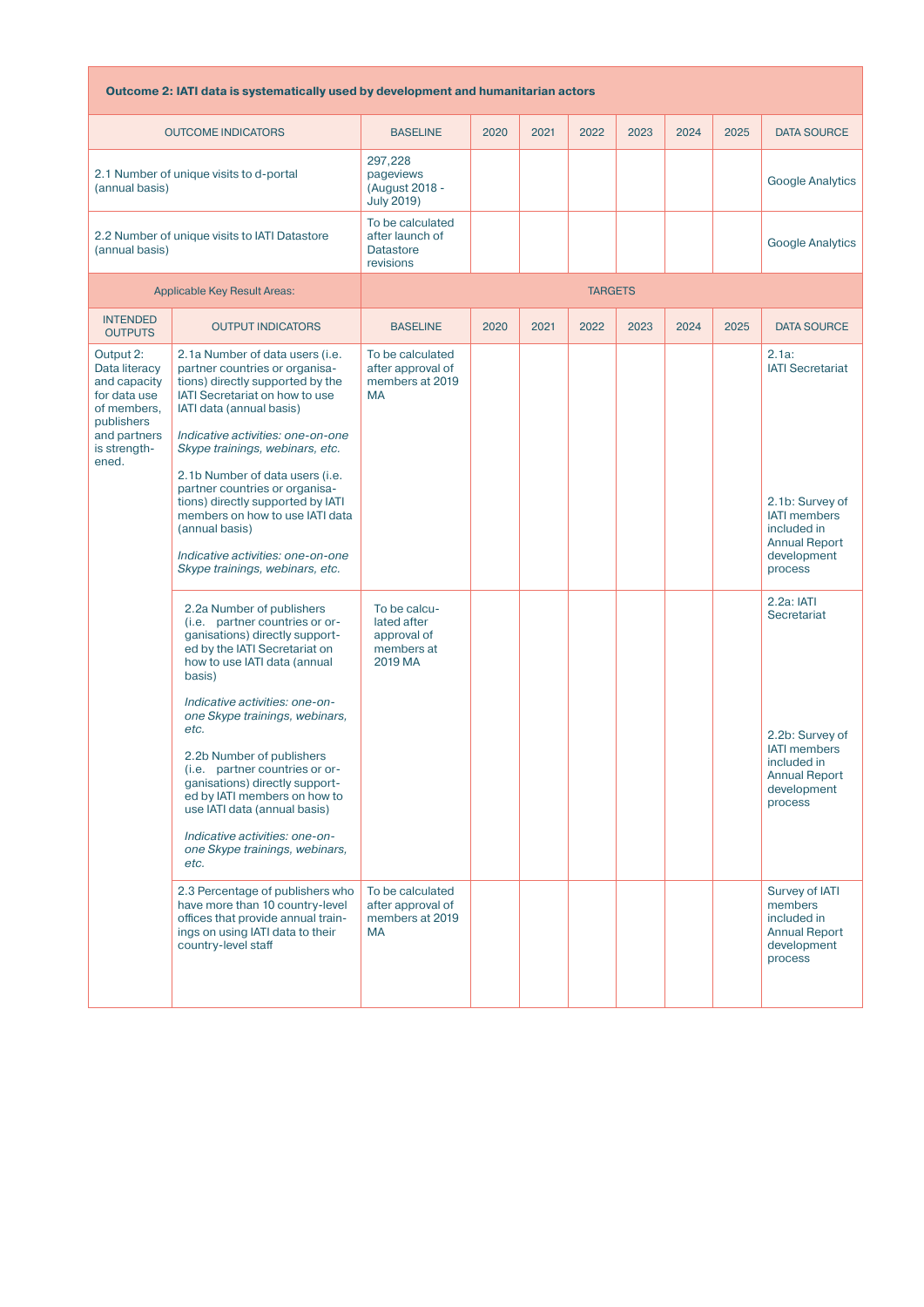| Outcome 2: IATI data is systematically used by development and humanitarian actors | | | | | | | | | |
|---|---|---|---|---|---|---|---|---|---|
| OUTCOME INDICATORS | | BASELINE | 2020 | 2021 | 2022 | 2023 | 2024 | 2025 | DATA SOURCE |
| 2.1 Number of unique visits to d-portal (annual basis) | | 297,228 pageviews (August 2018 - July 2019) | | | | | | | Google Analytics |
| 2.2 Number of unique visits to IATI Datastore (annual basis) | | To be calculated after launch of Datastore revisions | | | | | | | Google Analytics |
| Applicable Key Result Areas: | | TARGETS | | | | | | | |
| INTENDED OUTPUTS | OUTPUT INDICATORS | BASELINE | 2020 | 2021 | 2022 | 2023 | 2024 | 2025 | DATA SOURCE |
| Output 2: Data literacy and capacity for data use of members, publishers and partners is strengthened. | 2.1a Number of data users (i.e. partner countries or organisations) directly supported by the IATI Secretariat on how to use IATI data (annual basis)<br><br>*Indicative activities: one-on-one Skype trainings, webinars, etc.*<br><br>2.1b Number of data users (i.e. partner countries or organisations) directly supported by IATI members on how to use IATI data (annual basis)<br><br>*Indicative activities: one-on-one Skype trainings, webinars, etc.* | To be calculated after approval of members at 2019 MA | | | | | | | 2.1a: IATI Secretariat<br><br>2.1b: Survey of IATI members included in Annual Report development process |
| | 2.2a Number of publishers (i.e. partner countries or organisations) directly supported by the IATI Secretariat on how to use IATI data (annual basis)<br><br>*Indicative activities: one-on-one Skype trainings, webinars, etc.*<br><br>2.2b Number of publishers (i.e. partner countries or organisations) directly supported by IATI members on how to use IATI data (annual basis)<br><br>*Indicative activities: one-on-one Skype trainings, webinars, etc.* | To be calculated after approval of members at 2019 MA | | | | | | | 2.2a: IATI Secretariat<br><br>2.2b: Survey of IATI members included in Annual Report development process |
| | 2.3 Percentage of publishers who have more than 10 country-level offices that provide annual trainings on using IATI data to their country-level staff | To be calculated after approval of members at 2019 MA | | | | | | | Survey of IATI members included in Annual Report development process |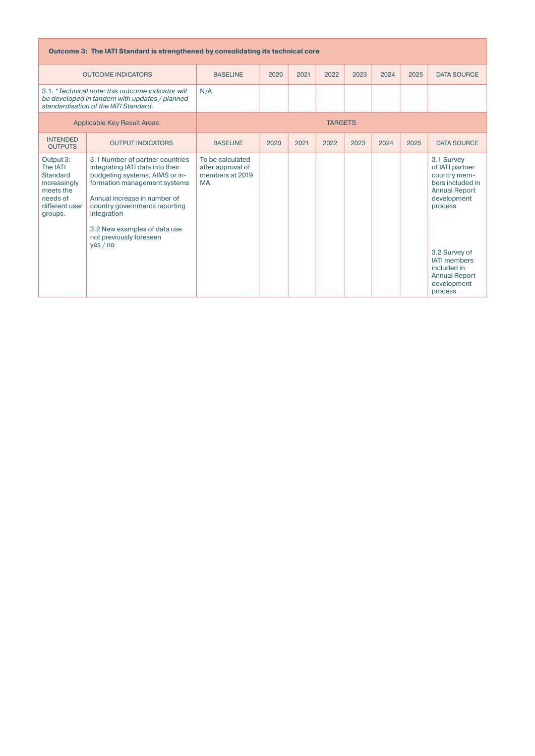| **Outcome 3: The IATI Standard is strengthened by consolidating its technical core** | | | | | | | | | |
|---|---|---|---|---|---|---|---|---|---|
| OUTCOME INDICATORS | | BASELINE | 2020 | 2021 | 2022 | 2023 | 2024 | 2025 | DATA SOURCE |
| 3.1. **Technical note: this outcome indicator will be developed in tandem with updates / planned standardisation of the IATI Standard.* | | N/A | | | | | | | |
| Applicable Key Result Areas: | | TARGETS | | | | | | | |
| INTENDED OUTPUTS | OUTPUT INDICATORS | BASELINE | 2020 | 2021 | 2022 | 2023 | 2024 | 2025 | DATA SOURCE |
| Output 3: The IATI Standard increasingly meets the needs of different user groups. | 3.1 Number of partner countries integrating IATI data into their budgeting systems, AIMS or information management systems<br><br>Annual increase in number of country governments reporting integration<br><br>3.2 New examples of data use not previously foreseen yes / no | To be calculated after approval of members at 2019 MA | | | | | | | 3.1 Survey of IATI partner country members included in Annual Report development process<br><br>3.2 Survey of IATI members included in Annual Report development process |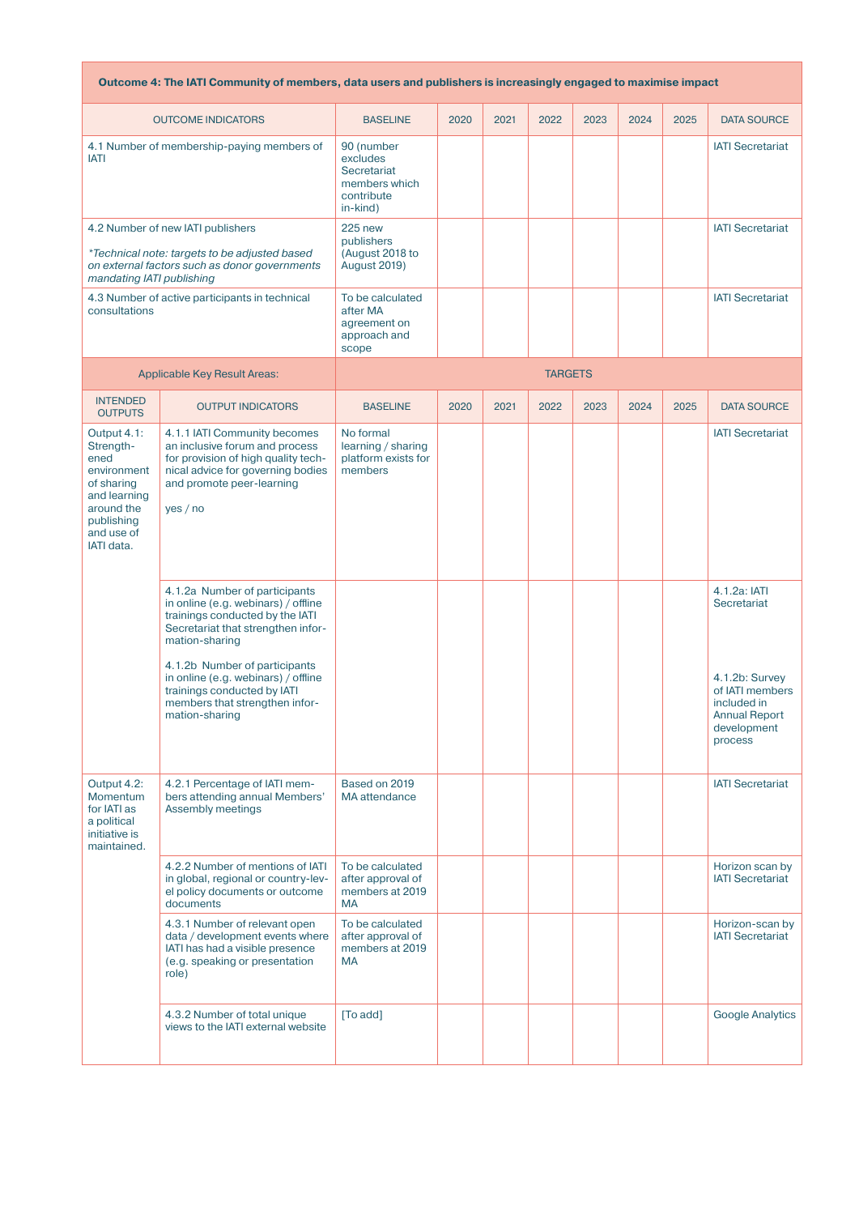| Outcome 4: The IATI Community of members, data users and publishers is increasingly engaged to maximise impact | | | | | | | | | | |
|---|---|---|---|---|---|---|---|---|---|---|
| OUTCOME INDICATORS | | BASELINE | 2020 | 2021 | 2022 | 2023 | 2024 | 2025 | DATA SOURCE |
| 4.1 Number of membership-paying members of IATI | | 90 (number excludes Secretariat members which contribute in-kind) | | | | | | | IATI Secretariat |
| 4.2 Number of new IATI publishers<br><br>*Technical note: targets to be adjusted based on external factors such as donor governments mandating IATI publishing* | | 225 new publishers (August 2018 to August 2019) | | | | | | | IATI Secretariat |
| 4.3 Number of active participants in technical consultations | | To be calculated after MA agreement on approach and scope | | | | | | | IATI Secretariat |
| Applicable Key Result Areas: | | TARGETS | | | | | | | | |
| INTENDED OUTPUTS | OUTPUT INDICATORS | BASELINE | 2020 | 2021 | 2022 | 2023 | 2024 | 2025 | DATA SOURCE |
| Output 4.1: Strengthened environment of sharing and learning around the publishing and use of IATI data. | 4.1.1 IATI Community becomes an inclusive forum and process for provision of high quality technical advice for governing bodies and promote peer-learning<br><br>yes / no | No formal learning / sharing platform exists for members | | | | | | | IATI Secretariat |
| | 4.1.2a Number of participants in online (e.g. webinars) / offline trainings conducted by the IATI Secretariat that strengthen information-sharing<br><br>4.1.2b Number of participants in online (e.g. webinars) / offline trainings conducted by IATI members that strengthen information-sharing | | | | | | | | 4.1.2a: IATI Secretariat<br><br>4.1.2b: Survey of IATI members included in Annual Report development process |
| Output 4.2: Momentum for IATI as a political initiative is maintained. | 4.2.1 Percentage of IATI members attending annual Members' Assembly meetings | Based on 2019 MA attendance | | | | | | | IATI Secretariat |
| | 4.2.2 Number of mentions of IATI in global, regional or country-level policy documents or outcome documents | To be calculated after approval of members at 2019 MA | | | | | | | Horizon scan by IATI Secretariat |
| | 4.3.1 Number of relevant open data / development events where IATI has had a visible presence (e.g. speaking or presentation role) | To be calculated after approval of members at 2019 MA | | | | | | | Horizon-scan by IATI Secretariat |
| | 4.3.2 Number of total unique views to the IATI external website | [To add] | | | | | | | Google Analytics |